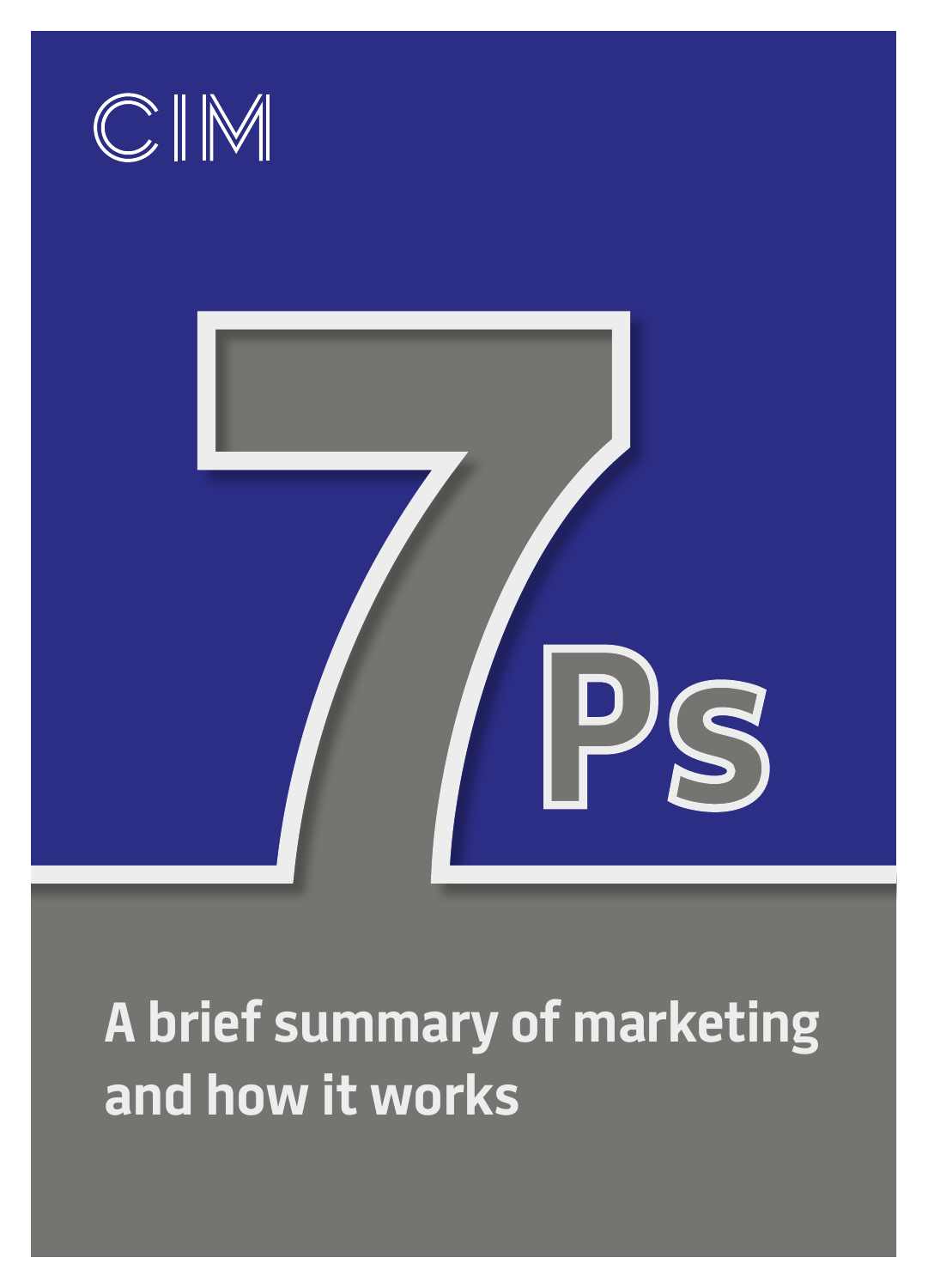CIM

# 7Ps

## A brief summary of marketing and how it works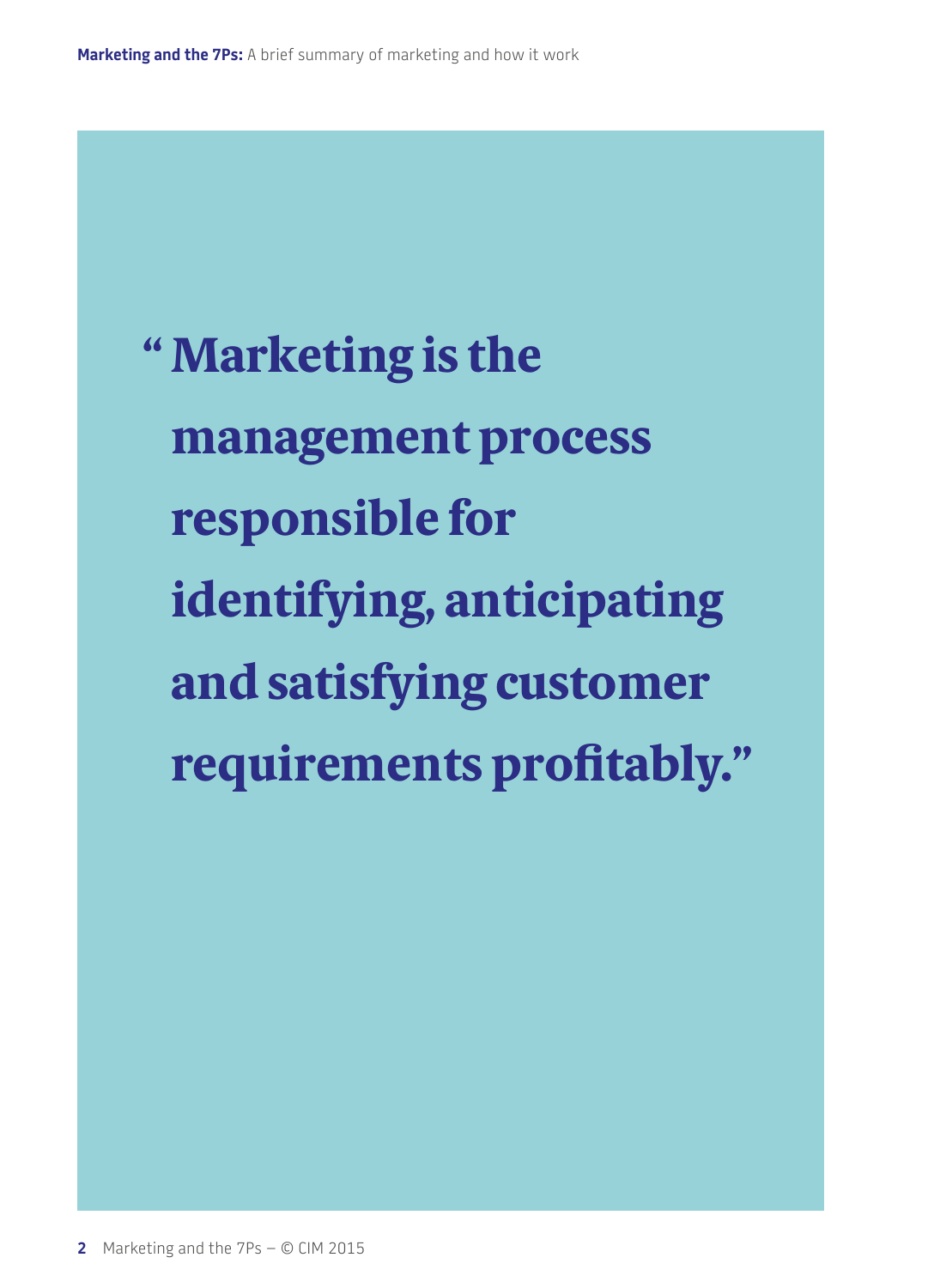> "Marketing is the management process responsible for identifying, anticipating and satisfying customer requirements profitably."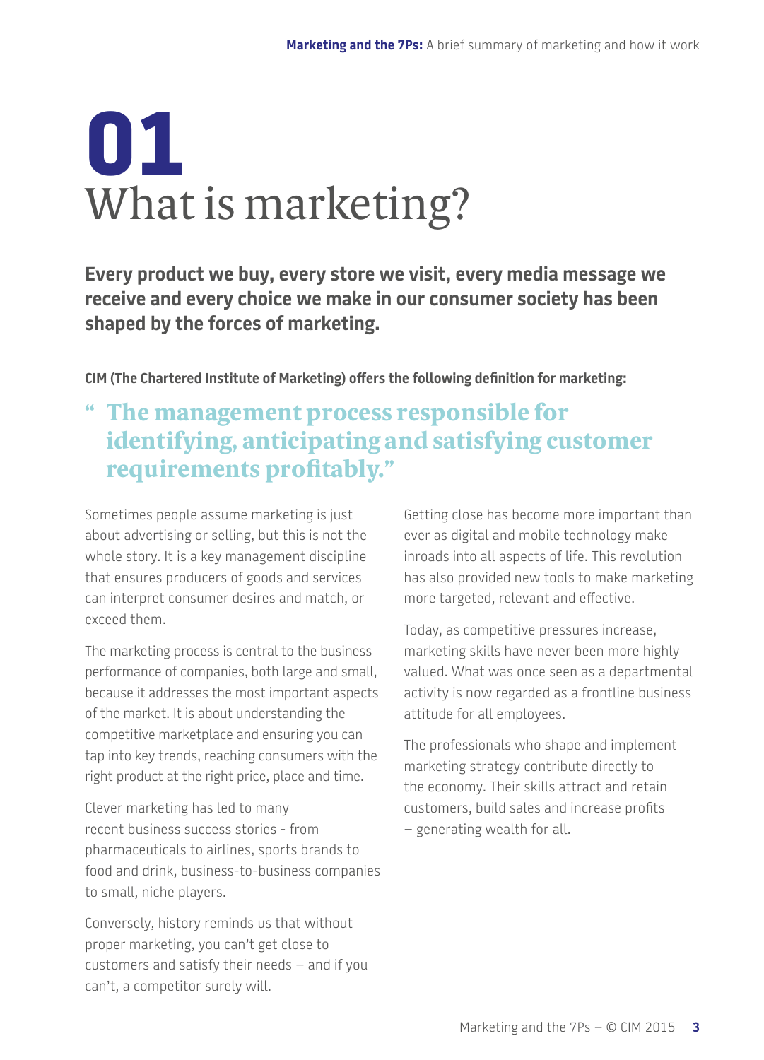# 01 What is marketing?

**Every product we buy, every store we visit, every media message we receive and every choice we make in our consumer society has been shaped by the forces of marketing.**

**CIM (The Chartered Institute of Marketing) offers the following definition for marketing:**

> "The management process responsible for identifying, anticipating and satisfying customer requirements profitably."

Sometimes people assume marketing is just about advertising or selling, but this is not the whole story. It is a key management discipline that ensures producers of goods and services can interpret consumer desires and match, or exceed them.

The marketing process is central to the business performance of companies, both large and small, because it addresses the most important aspects of the market. It is about understanding the competitive marketplace and ensuring you can tap into key trends, reaching consumers with the right product at the right price, place and time.

Clever marketing has led to many recent business success stories - from pharmaceuticals to airlines, sports brands to food and drink, business-to-business companies to small, niche players.

Conversely, history reminds us that without proper marketing, you can't get close to customers and satisfy their needs – and if you can't, a competitor surely will.

Getting close has become more important than ever as digital and mobile technology make inroads into all aspects of life. This revolution has also provided new tools to make marketing more targeted, relevant and effective.

Today, as competitive pressures increase, marketing skills have never been more highly valued. What was once seen as a departmental activity is now regarded as a frontline business attitude for all employees.

The professionals who shape and implement marketing strategy contribute directly to the economy. Their skills attract and retain customers, build sales and increase profits – generating wealth for all.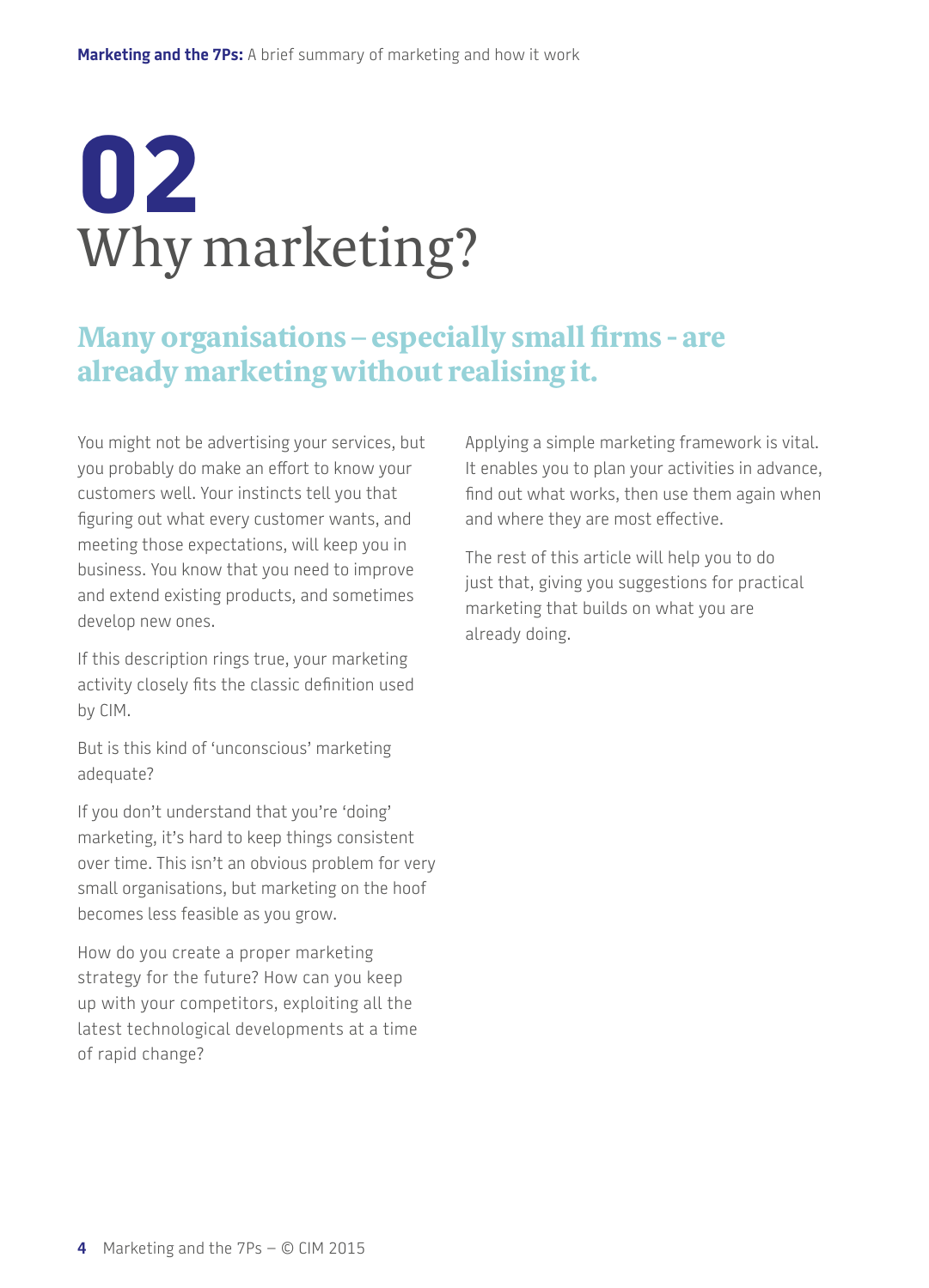# 02 Why marketing?

## Many organisations – especially small firms - are already marketing without realising it.

You might not be advertising your services, but you probably do make an effort to know your customers well. Your instincts tell you that figuring out what every customer wants, and meeting those expectations, will keep you in business. You know that you need to improve and extend existing products, and sometimes develop new ones.

If this description rings true, your marketing activity closely fits the classic definition used by CIM.

But is this kind of 'unconscious' marketing adequate?

If you don't understand that you're 'doing' marketing, it's hard to keep things consistent over time. This isn't an obvious problem for very small organisations, but marketing on the hoof becomes less feasible as you grow.

How do you create a proper marketing strategy for the future? How can you keep up with your competitors, exploiting all the latest technological developments at a time of rapid change?

Applying a simple marketing framework is vital. It enables you to plan your activities in advance, find out what works, then use them again when and where they are most effective.

The rest of this article will help you to do just that, giving you suggestions for practical marketing that builds on what you are already doing.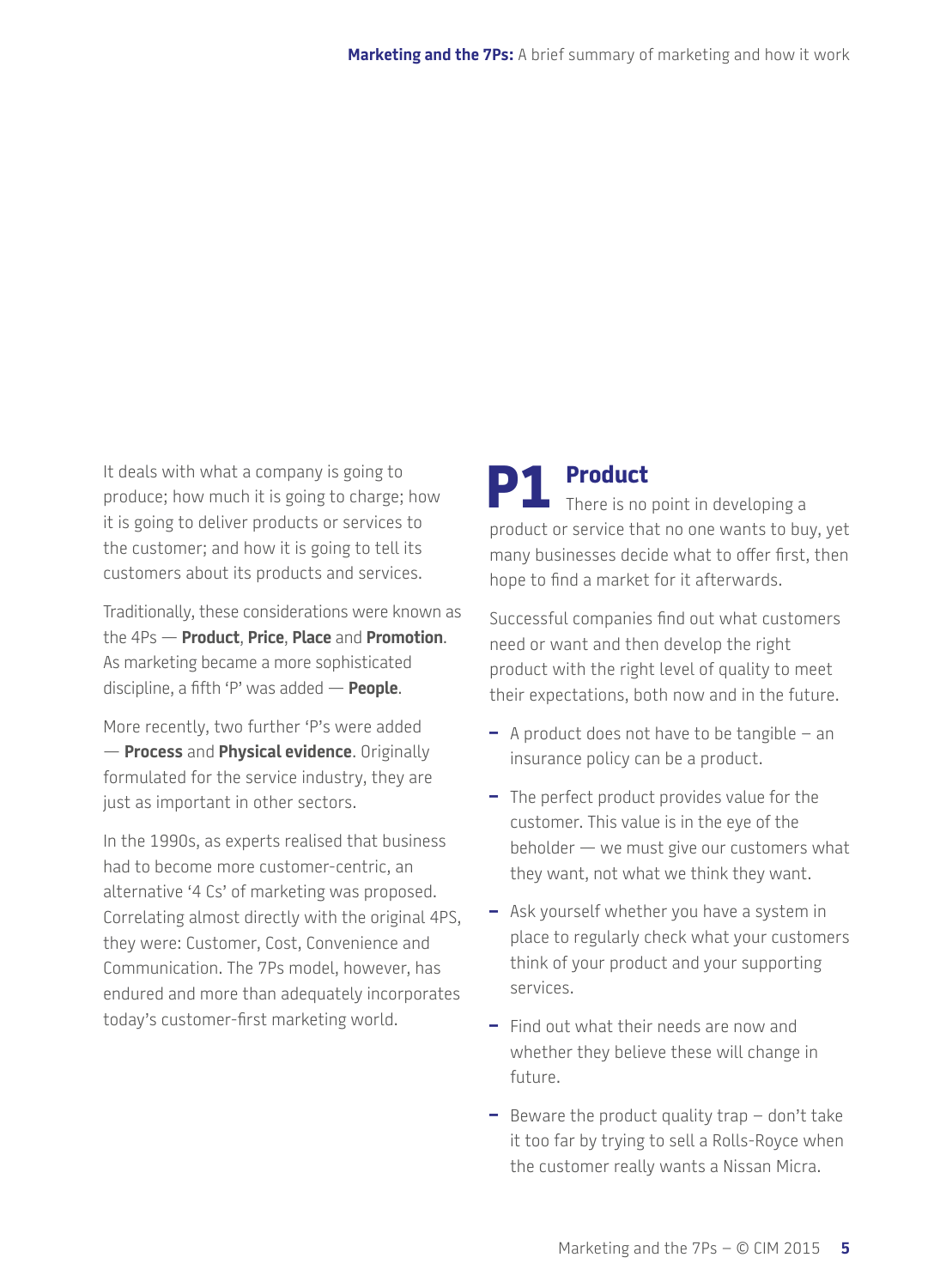It deals with what a company is going to produce; how much it is going to charge; how it is going to deliver products or services to the customer; and how it is going to tell its customers about its products and services.

Traditionally, these considerations were known as the 4Ps — **Product**, **Price**, **Place** and **Promotion**. As marketing became a more sophisticated discipline, a fifth 'P' was added — **People**.

More recently, two further 'P's were added — **Process** and **Physical evidence**. Originally formulated for the service industry, they are just as important in other sectors.

In the 1990s, as experts realised that business had to become more customer-centric, an alternative '4 Cs' of marketing was proposed. Correlating almost directly with the original 4PS, they were: Customer, Cost, Convenience and Communication. The 7Ps model, however, has endured and more than adequately incorporates today's customer-first marketing world.

## P1 Product

There is no point in developing a product or service that no one wants to buy, yet many businesses decide what to offer first, then hope to find a market for it afterwards.

Successful companies find out what customers need or want and then develop the right product with the right level of quality to meet their expectations, both now and in the future.

- A product does not have to be tangible – an insurance policy can be a product.
- The perfect product provides value for the customer. This value is in the eye of the beholder — we must give our customers what they want, not what we think they want.
- Ask yourself whether you have a system in place to regularly check what your customers think of your product and your supporting services.
- Find out what their needs are now and whether they believe these will change in future.
- Beware the product quality trap – don't take it too far by trying to sell a Rolls-Royce when the customer really wants a Nissan Micra.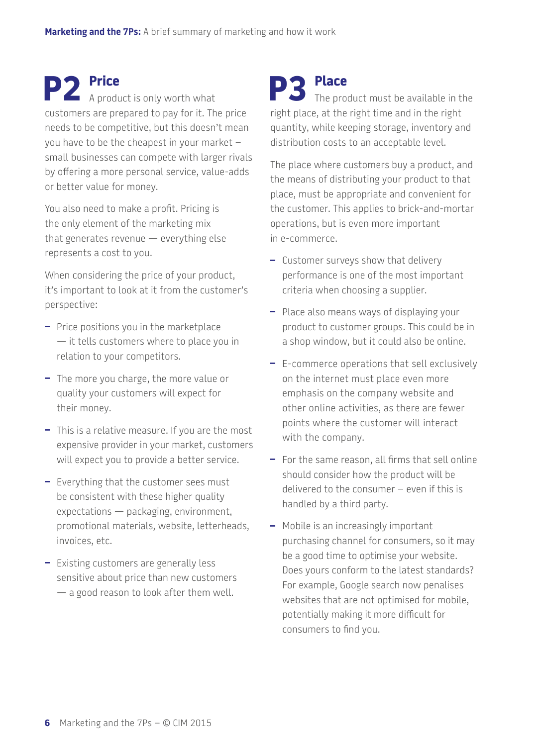## P2 Price

A product is only worth what customers are prepared to pay for it. The price needs to be competitive, but this doesn't mean you have to be the cheapest in your market – small businesses can compete with larger rivals by offering a more personal service, value-adds or better value for money.

You also need to make a profit. Pricing is the only element of the marketing mix that generates revenue — everything else represents a cost to you.

When considering the price of your product, it's important to look at it from the customer's perspective:

- Price positions you in the marketplace — it tells customers where to place you in relation to your competitors.
- The more you charge, the more value or quality your customers will expect for their money.
- This is a relative measure. If you are the most expensive provider in your market, customers will expect you to provide a better service.
- Everything that the customer sees must be consistent with these higher quality expectations — packaging, environment, promotional materials, website, letterheads, invoices, etc.
- Existing customers are generally less sensitive about price than new customers — a good reason to look after them well.

## P3 Place

The product must be available in the right place, at the right time and in the right quantity, while keeping storage, inventory and distribution costs to an acceptable level.

The place where customers buy a product, and the means of distributing your product to that place, must be appropriate and convenient for the customer. This applies to brick-and-mortar operations, but is even more important in e-commerce.

- Customer surveys show that delivery performance is one of the most important criteria when choosing a supplier.
- Place also means ways of displaying your product to customer groups. This could be in a shop window, but it could also be online.
- E-commerce operations that sell exclusively on the internet must place even more emphasis on the company website and other online activities, as there are fewer points where the customer will interact with the company.
- For the same reason, all firms that sell online should consider how the product will be delivered to the consumer – even if this is handled by a third party.
- Mobile is an increasingly important purchasing channel for consumers, so it may be a good time to optimise your website. Does yours conform to the latest standards? For example, Google search now penalises websites that are not optimised for mobile, potentially making it more difficult for consumers to find you.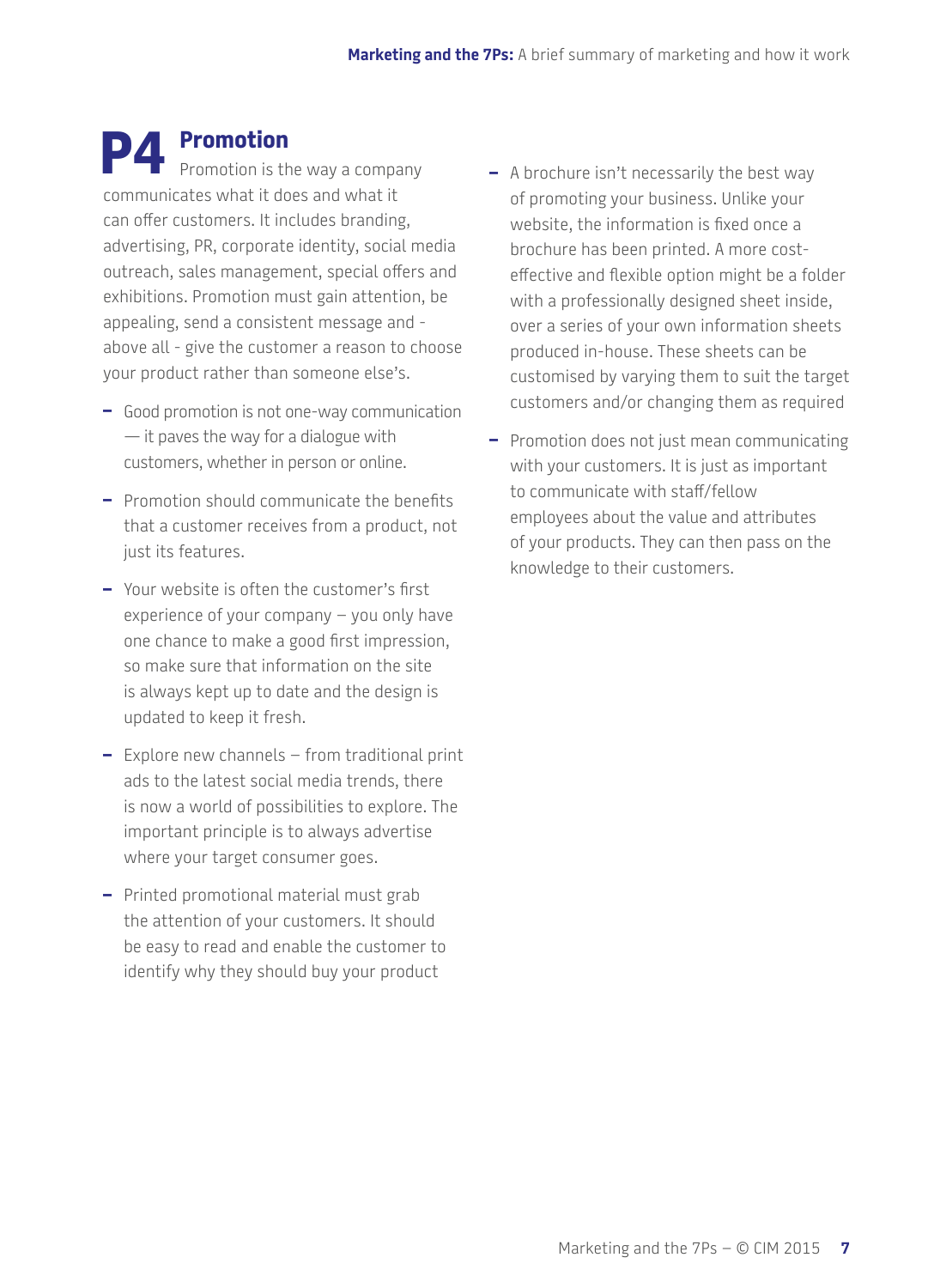## P4 Promotion

Promotion is the way a company communicates what it does and what it can offer customers. It includes branding, advertising, PR, corporate identity, social media outreach, sales management, special offers and exhibitions. Promotion must gain attention, be appealing, send a consistent message and - above all - give the customer a reason to choose your product rather than someone else's.

- Good promotion is not one-way communication — it paves the way for a dialogue with customers, whether in person or online.
- Promotion should communicate the benefits that a customer receives from a product, not just its features.
- Your website is often the customer's first experience of your company – you only have one chance to make a good first impression, so make sure that information on the site is always kept up to date and the design is updated to keep it fresh.
- Explore new channels – from traditional print ads to the latest social media trends, there is now a world of possibilities to explore. The important principle is to always advertise where your target consumer goes.
- Printed promotional material must grab the attention of your customers. It should be easy to read and enable the customer to identify why they should buy your product
- A brochure isn't necessarily the best way of promoting your business. Unlike your website, the information is fixed once a brochure has been printed. A more cost-effective and flexible option might be a folder with a professionally designed sheet inside, over a series of your own information sheets produced in-house. These sheets can be customised by varying them to suit the target customers and/or changing them as required
- Promotion does not just mean communicating with your customers. It is just as important to communicate with staff/fellow employees about the value and attributes of your products. They can then pass on the knowledge to their customers.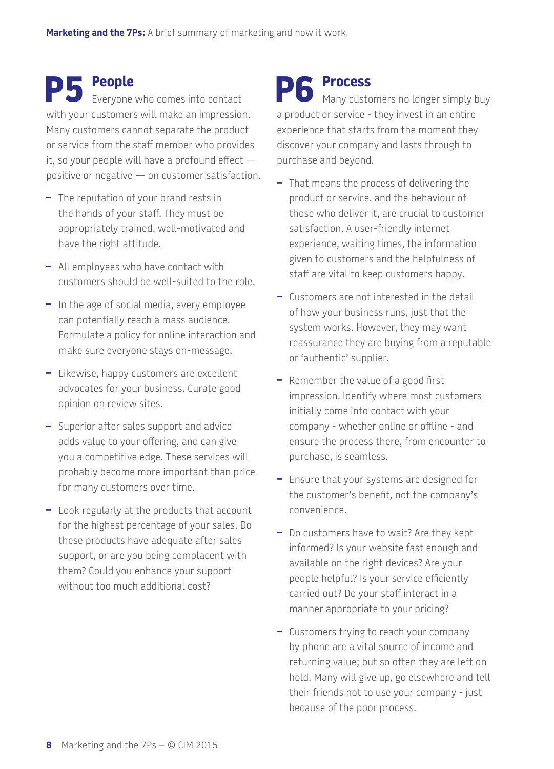## P5 People

Everyone who comes into contact with your customers will make an impression. Many customers cannot separate the product or service from the staff member who provides it, so your people will have a profound effect — positive or negative — on customer satisfaction.

- The reputation of your brand rests in the hands of your staff. They must be appropriately trained, well-motivated and have the right attitude.
- All employees who have contact with customers should be well-suited to the role.
- In the age of social media, every employee can potentially reach a mass audience. Formulate a policy for online interaction and make sure everyone stays on-message.
- Likewise, happy customers are excellent advocates for your business. Curate good opinion on review sites.
- Superior after sales support and advice adds value to your offering, and can give you a competitive edge. These services will probably become more important than price for many customers over time.
- Look regularly at the products that account for the highest percentage of your sales. Do these products have adequate after sales support, or are you being complacent with them? Could you enhance your support without too much additional cost?

## P6 Process

Many customers no longer simply buy a product or service - they invest in an entire experience that starts from the moment they discover your company and lasts through to purchase and beyond.

- That means the process of delivering the product or service, and the behaviour of those who deliver it, are crucial to customer satisfaction. A user-friendly internet experience, waiting times, the information given to customers and the helpfulness of staff are vital to keep customers happy.
- Customers are not interested in the detail of how your business runs, just that the system works. However, they may want reassurance they are buying from a reputable or 'authentic' supplier.
- Remember the value of a good first impression. Identify where most customers initially come into contact with your company - whether online or offline - and ensure the process there, from encounter to purchase, is seamless.
- Ensure that your systems are designed for the customer's benefit, not the company's convenience.
- Do customers have to wait? Are they kept informed? Is your website fast enough and available on the right devices? Are your people helpful? Is your service efficiently carried out? Do your staff interact in a manner appropriate to your pricing?
- Customers trying to reach your company by phone are a vital source of income and returning value; but so often they are left on hold. Many will give up, go elsewhere and tell their friends not to use your company - just because of the poor process.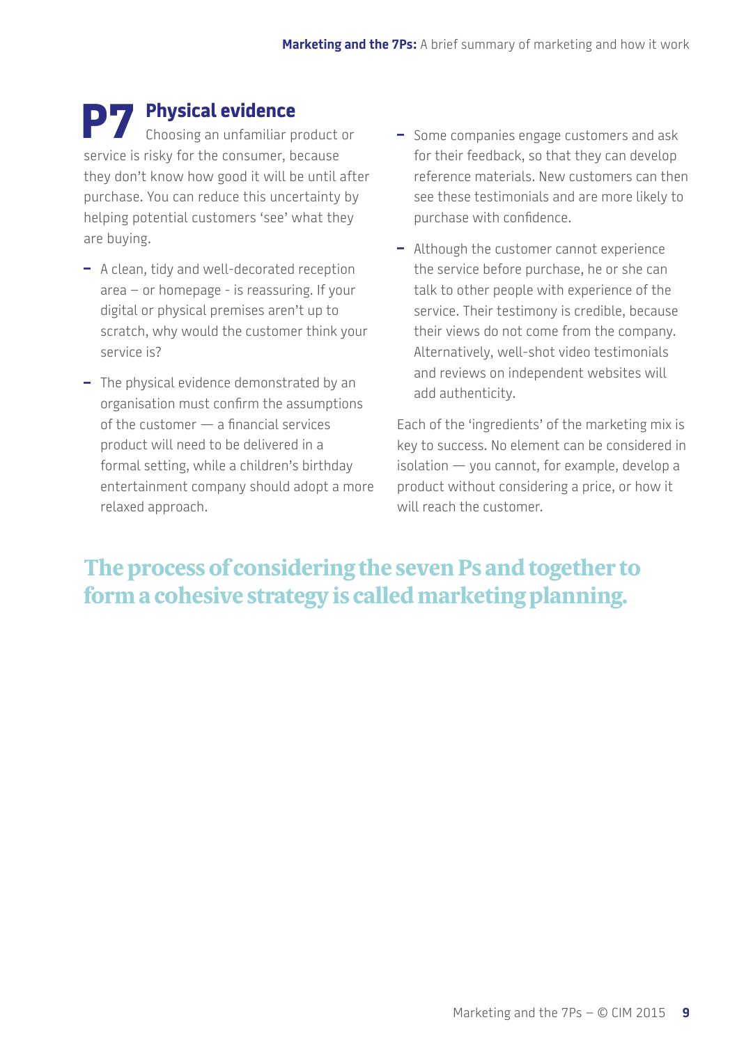## P7 Physical evidence

Choosing an unfamiliar product or service is risky for the consumer, because they don't know how good it will be until after purchase. You can reduce this uncertainty by helping potential customers 'see' what they are buying.

- A clean, tidy and well-decorated reception area – or homepage - is reassuring. If your digital or physical premises aren't up to scratch, why would the customer think your service is?
- The physical evidence demonstrated by an organisation must confirm the assumptions of the customer — a financial services product will need to be delivered in a formal setting, while a children's birthday entertainment company should adopt a more relaxed approach.
- Some companies engage customers and ask for their feedback, so that they can develop reference materials. New customers can then see these testimonials and are more likely to purchase with confidence.
- Although the customer cannot experience the service before purchase, he or she can talk to other people with experience of the service. Their testimony is credible, because their views do not come from the company. Alternatively, well-shot video testimonials and reviews on independent websites will add authenticity.

Each of the 'ingredients' of the marketing mix is key to success. No element can be considered in isolation — you cannot, for example, develop a product without considering a price, or how it will reach the customer.

**The process of considering the seven Ps and together to form a cohesive strategy is called marketing planning.**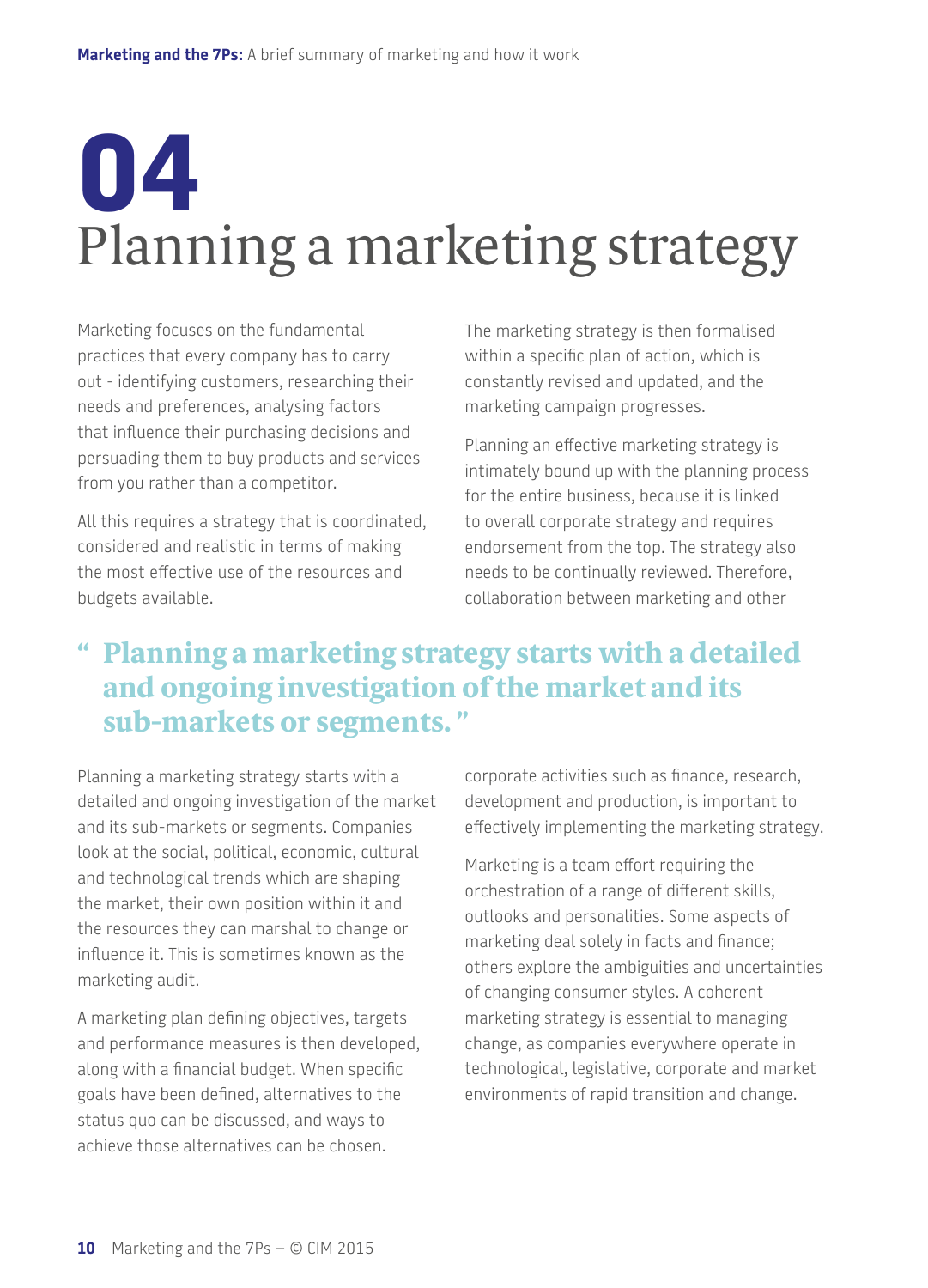# 04 Planning a marketing strategy

Marketing focuses on the fundamental practices that every company has to carry out - identifying customers, researching their needs and preferences, analysing factors that influence their purchasing decisions and persuading them to buy products and services from you rather than a competitor.

All this requires a strategy that is coordinated, considered and realistic in terms of making the most effective use of the resources and budgets available.

The marketing strategy is then formalised within a specific plan of action, which is constantly revised and updated, and the marketing campaign progresses.

Planning an effective marketing strategy is intimately bound up with the planning process for the entire business, because it is linked to overall corporate strategy and requires endorsement from the top. The strategy also needs to be continually reviewed. Therefore, collaboration between marketing and other corporate activities such as finance, research, development and production, is important to effectively implementing the marketing strategy.

> " Planning a marketing strategy starts with a detailed and ongoing investigation of the market and its sub-markets or segments. "

Planning a marketing strategy starts with a detailed and ongoing investigation of the market and its sub-markets or segments. Companies look at the social, political, economic, cultural and technological trends which are shaping the market, their own position within it and the resources they can marshal to change or influence it. This is sometimes known as the marketing audit.

A marketing plan defining objectives, targets and performance measures is then developed, along with a financial budget. When specific goals have been defined, alternatives to the status quo can be discussed, and ways to achieve those alternatives can be chosen.

Marketing is a team effort requiring the orchestration of a range of different skills, outlooks and personalities. Some aspects of marketing deal solely in facts and finance; others explore the ambiguities and uncertainties of changing consumer styles. A coherent marketing strategy is essential to managing change, as companies everywhere operate in technological, legislative, corporate and market environments of rapid transition and change.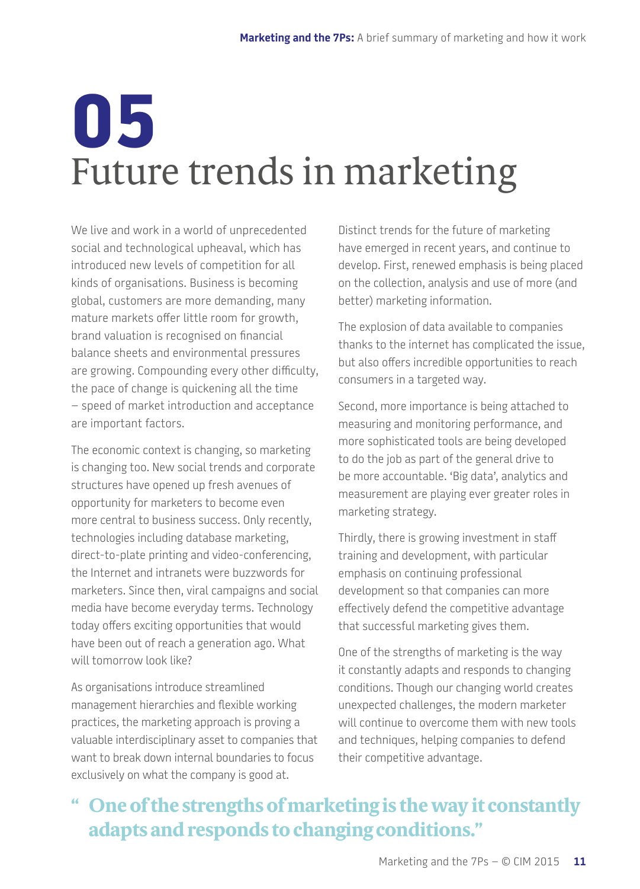# 05 Future trends in marketing

We live and work in a world of unprecedented social and technological upheaval, which has introduced new levels of competition for all kinds of organisations. Business is becoming global, customers are more demanding, many mature markets offer little room for growth, brand valuation is recognised on financial balance sheets and environmental pressures are growing. Compounding every other difficulty, the pace of change is quickening all the time – speed of market introduction and acceptance are important factors.

The economic context is changing, so marketing is changing too. New social trends and corporate structures have opened up fresh avenues of opportunity for marketers to become even more central to business success. Only recently, technologies including database marketing, direct-to-plate printing and video-conferencing, the Internet and intranets were buzzwords for marketers. Since then, viral campaigns and social media have become everyday terms. Technology today offers exciting opportunities that would have been out of reach a generation ago. What will tomorrow look like?

As organisations introduce streamlined management hierarchies and flexible working practices, the marketing approach is proving a valuable interdisciplinary asset to companies that want to break down internal boundaries to focus exclusively on what the company is good at.

Distinct trends for the future of marketing have emerged in recent years, and continue to develop. First, renewed emphasis is being placed on the collection, analysis and use of more (and better) marketing information.

The explosion of data available to companies thanks to the internet has complicated the issue, but also offers incredible opportunities to reach consumers in a targeted way.

Second, more importance is being attached to measuring and monitoring performance, and more sophisticated tools are being developed to do the job as part of the general drive to be more accountable. 'Big data', analytics and measurement are playing ever greater roles in marketing strategy.

Thirdly, there is growing investment in staff training and development, with particular emphasis on continuing professional development so that companies can more effectively defend the competitive advantage that successful marketing gives them.

One of the strengths of marketing is the way it constantly adapts and responds to changing conditions. Though our changing world creates unexpected challenges, the modern marketer will continue to overcome them with new tools and techniques, helping companies to defend their competitive advantage.

> **"One of the strengths of marketing is the way it constantly adapts and responds to changing conditions."**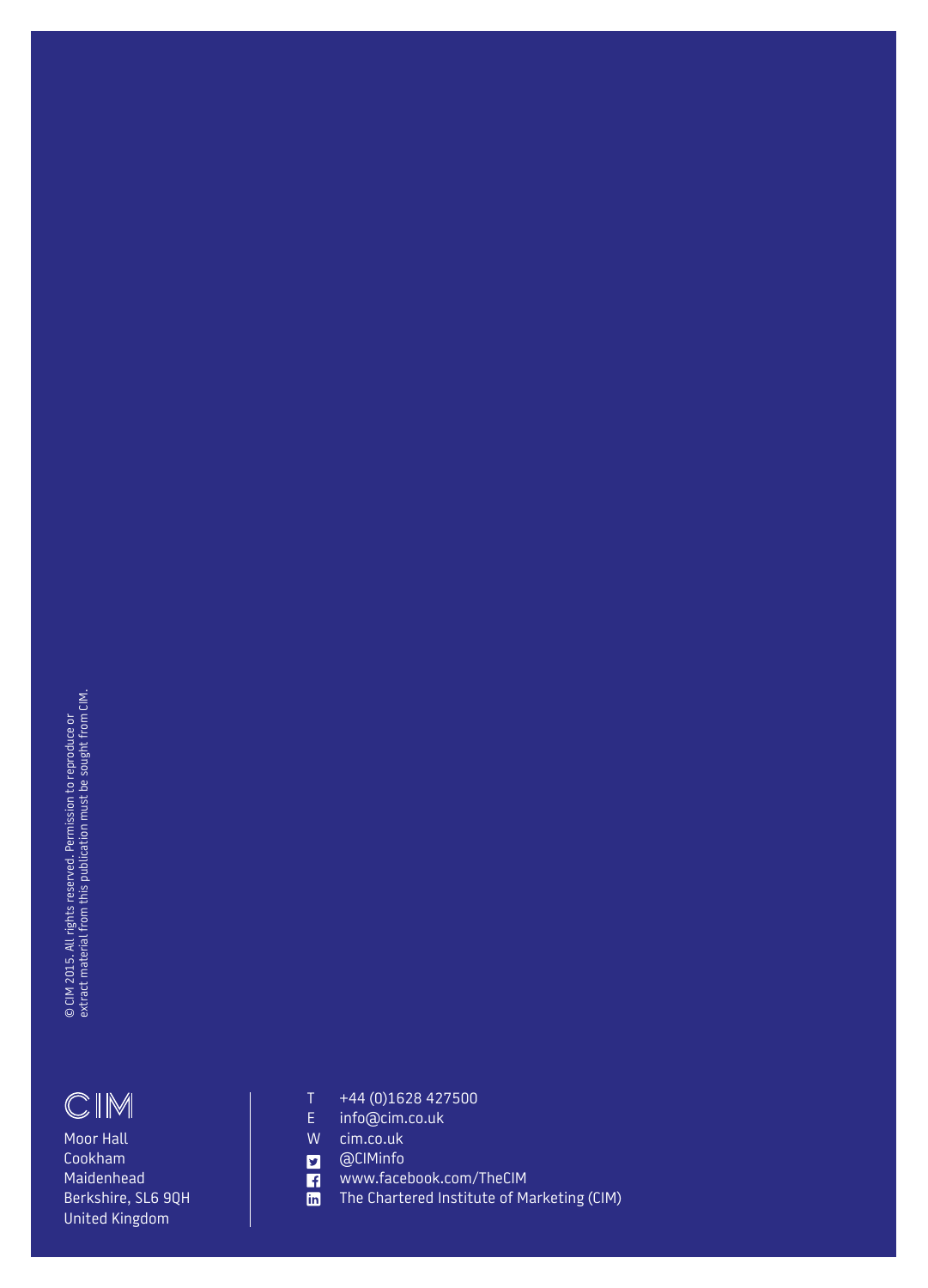© CIM 2015. All rights reserved. Permission to reproduce or extract material from this publication must be sought from CIM.

CIM

Moor Hall
Cookham
Maidenhead
Berkshire, SL6 9QH
United Kingdom

T +44 (0)1628 427500
E info@cim.co.uk
W cim.co.uk
@CIMinfo
www.facebook.com/TheCIM
The Chartered Institute of Marketing (CIM)